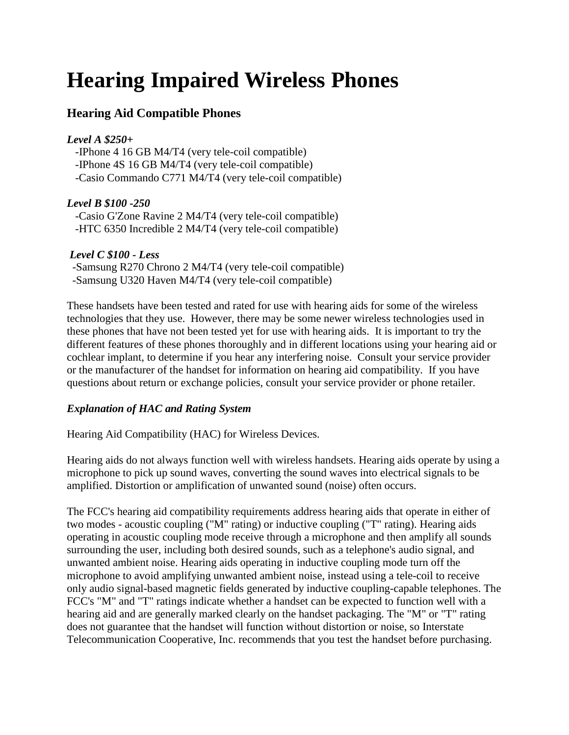# Hearing Impaired Wireless Phones

## Hearing Aid Compatible Phones

***Level A $250+***

- IPhone 4 16 GB M4/T4 (very tele-coil compatible)
- IPhone 4S 16 GB M4/T4 (very tele-coil compatible)
- Casio Commando C771 M4/T4 (very tele-coil compatible)

***Level B $100 -250***

- Casio G'Zone Ravine 2 M4/T4 (very tele-coil compatible)
- HTC 6350 Incredible 2 M4/T4 (very tele-coil compatible)

***Level C $100 - Less***

- Samsung R270 Chrono 2 M4/T4 (very tele-coil compatible)
- Samsung U320 Haven M4/T4 (very tele-coil compatible)

These handsets have been tested and rated for use with hearing aids for some of the wireless technologies that they use. However, there may be some newer wireless technologies used in these phones that have not been tested yet for use with hearing aids. It is important to try the different features of these phones thoroughly and in different locations using your hearing aid or cochlear implant, to determine if you hear any interfering noise. Consult your service provider or the manufacturer of the handset for information on hearing aid compatibility. If you have questions about return or exchange policies, consult your service provider or phone retailer.

***Explanation of HAC and Rating System***

Hearing Aid Compatibility (HAC) for Wireless Devices.

Hearing aids do not always function well with wireless handsets. Hearing aids operate by using a microphone to pick up sound waves, converting the sound waves into electrical signals to be amplified. Distortion or amplification of unwanted sound (noise) often occurs.

The FCC's hearing aid compatibility requirements address hearing aids that operate in either of two modes - acoustic coupling ("M" rating) or inductive coupling ("T" rating). Hearing aids operating in acoustic coupling mode receive through a microphone and then amplify all sounds surrounding the user, including both desired sounds, such as a telephone's audio signal, and unwanted ambient noise. Hearing aids operating in inductive coupling mode turn off the microphone to avoid amplifying unwanted ambient noise, instead using a tele-coil to receive only audio signal-based magnetic fields generated by inductive coupling-capable telephones. The FCC's "M" and "T" ratings indicate whether a handset can be expected to function well with a hearing aid and are generally marked clearly on the handset packaging. The "M" or "T" rating does not guarantee that the handset will function without distortion or noise, so Interstate Telecommunication Cooperative, Inc. recommends that you test the handset before purchasing.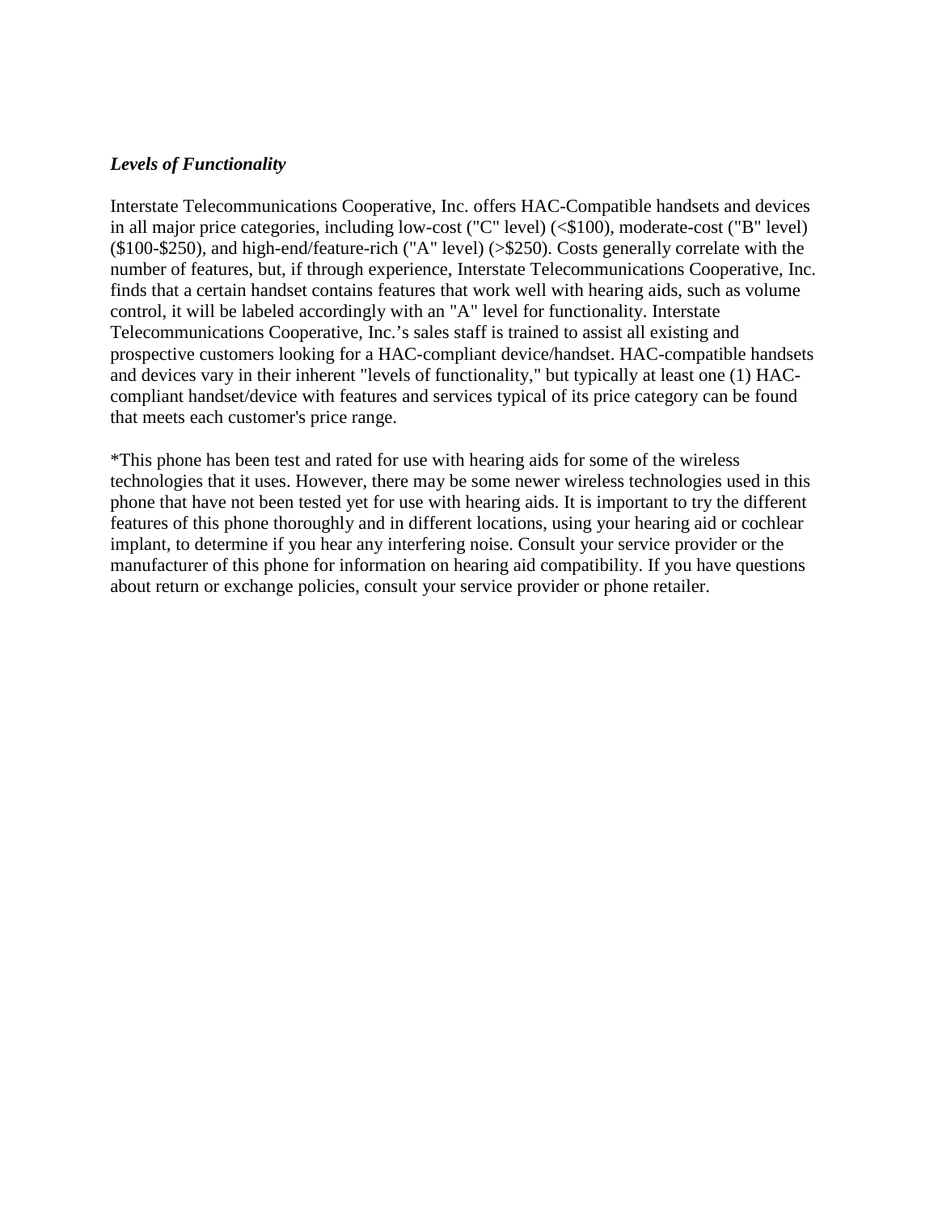***Levels of Functionality***

Interstate Telecommunications Cooperative, Inc. offers HAC-Compatible handsets and devices in all major price categories, including low-cost ("C" level) (<$100), moderate-cost ("B" level) ($100-$250), and high-end/feature-rich ("A" level) (>$250). Costs generally correlate with the number of features, but, if through experience, Interstate Telecommunications Cooperative, Inc. finds that a certain handset contains features that work well with hearing aids, such as volume control, it will be labeled accordingly with an "A" level for functionality. Interstate Telecommunications Cooperative, Inc.'s sales staff is trained to assist all existing and prospective customers looking for a HAC-compliant device/handset. HAC-compatible handsets and devices vary in their inherent "levels of functionality," but typically at least one (1) HAC-compliant handset/device with features and services typical of its price category can be found that meets each customer's price range.

*This phone has been test and rated for use with hearing aids for some of the wireless technologies that it uses. However, there may be some newer wireless technologies used in this phone that have not been tested yet for use with hearing aids. It is important to try the different features of this phone thoroughly and in different locations, using your hearing aid or cochlear implant, to determine if you hear any interfering noise. Consult your service provider or the manufacturer of this phone for information on hearing aid compatibility. If you have questions about return or exchange policies, consult your service provider or phone retailer.